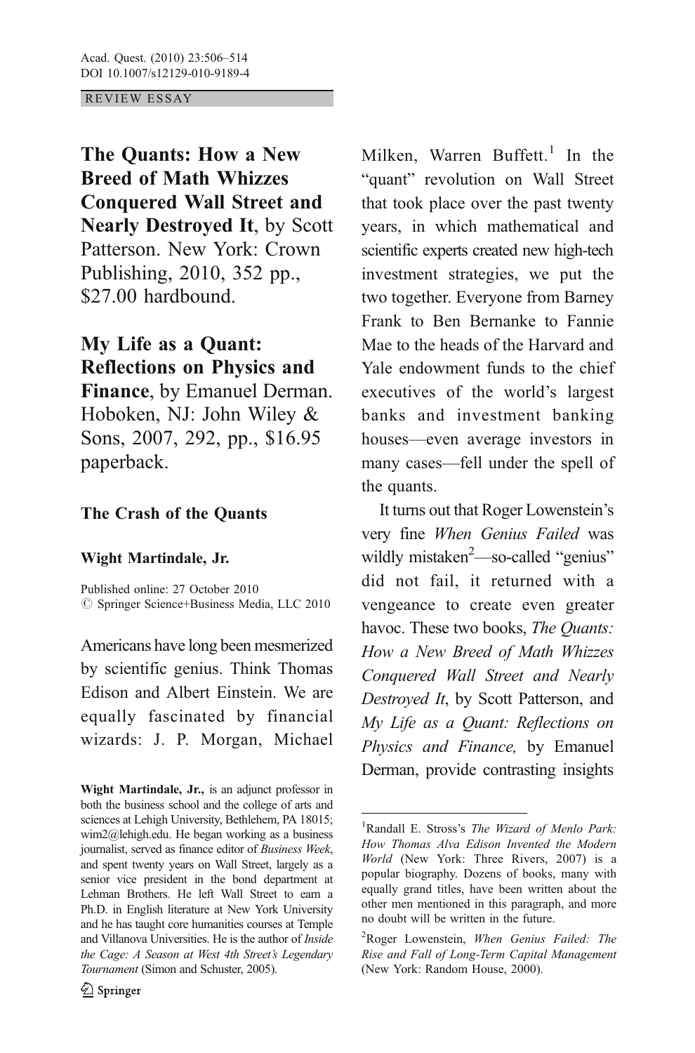REVIEW ESSAY

**The Quants: How a New Breed of Math Whizzes Conquered Wall Street and Nearly Destroyed It**, by Scott Patterson. New York: Crown Publishing, 2010, 352 pp., $27.00 hardbound.

**My Life as a Quant: Reflections on Physics and Finance**, by Emanuel Derman. Hoboken, NJ: John Wiley & Sons, 2007, 292, pp., $16.95 paperback.

# The Crash of the Quants

**Wight Martindale, Jr.**

Published online: 27 October 2010
© Springer Science+Business Media, LLC 2010

Americans have long been mesmerized by scientific genius. Think Thomas Edison and Albert Einstein. We are equally fascinated by financial wizards: J. P. Morgan, Michael Milken, Warren Buffett.[1] In the "quant" revolution on Wall Street that took place over the past twenty years, in which mathematical and scientific experts created new high-tech investment strategies, we put the two together. Everyone from Barney Frank to Ben Bernanke to Fannie Mae to the heads of the Harvard and Yale endowment funds to the chief executives of the world's largest banks and investment banking houses—even average investors in many cases—fell under the spell of the quants.

It turns out that Roger Lowenstein's very fine *When Genius Failed* was wildly mistaken[2]—so-called "genius" did not fail, it returned with a vengeance to create even greater havoc. These two books, *The Quants: How a New Breed of Math Whizzes Conquered Wall Street and Nearly Destroyed It*, by Scott Patterson, and *My Life as a Quant: Reflections on Physics and Finance,* by Emanuel Derman, provide contrasting insights

---

**Wight Martindale, Jr.,** is an adjunct professor in both the business school and the college of arts and sciences at Lehigh University, Bethlehem, PA 18015; wim2@lehigh.edu. He began working as a business journalist, served as finance editor of *Business Week*, and spent twenty years on Wall Street, largely as a senior vice president in the bond department at Lehman Brothers. He left Wall Street to earn a Ph.D. in English literature at New York University and he has taught core humanities courses at Temple and Villanova Universities. He is the author of *Inside the Cage: A Season at West 4th Street's Legendary Tournament* (Simon and Schuster, 2005).

[1] Randall E. Stross's *The Wizard of Menlo Park: How Thomas Alva Edison Invented the Modern World* (New York: Three Rivers, 2007) is a popular biography. Dozens of books, many with equally grand titles, have been written about the other men mentioned in this paragraph, and more no doubt will be written in the future.

[2] Roger Lowenstein, *When Genius Failed: The Rise and Fall of Long-Term Capital Management* (New York: Random House, 2000).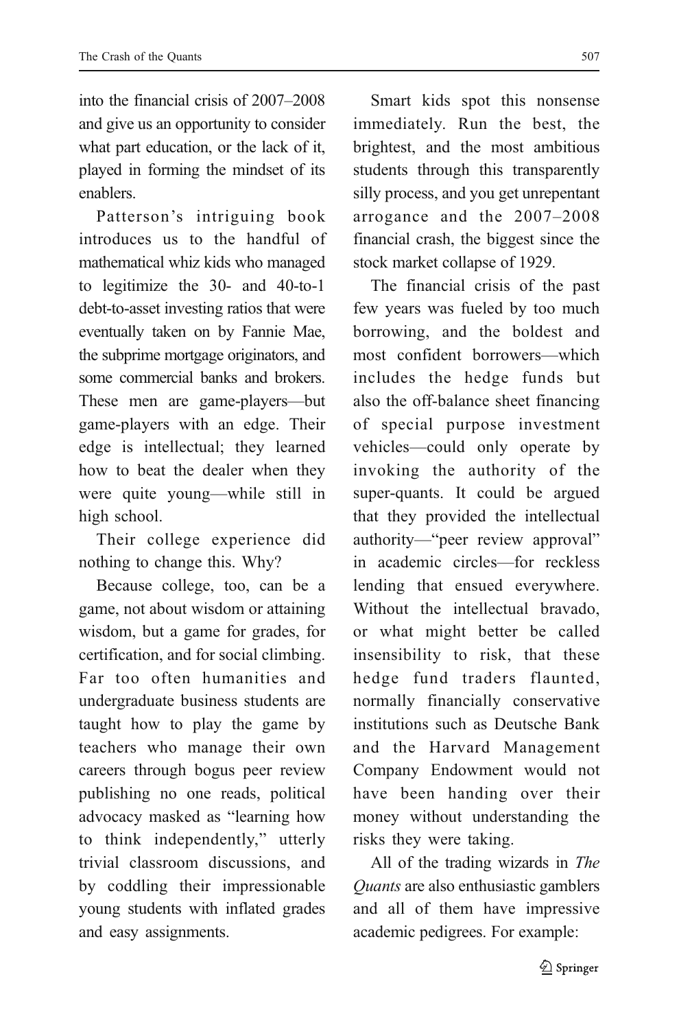into the financial crisis of 2007–2008 and give us an opportunity to consider what part education, or the lack of it, played in forming the mindset of its enablers.

Patterson's intriguing book introduces us to the handful of mathematical whiz kids who managed to legitimize the 30- and 40-to-1 debt-to-asset investing ratios that were eventually taken on by Fannie Mae, the subprime mortgage originators, and some commercial banks and brokers. These men are game-players—but game-players with an edge. Their edge is intellectual; they learned how to beat the dealer when they were quite young—while still in high school.

Their college experience did nothing to change this. Why?

Because college, too, can be a game, not about wisdom or attaining wisdom, but a game for grades, for certification, and for social climbing. Far too often humanities and undergraduate business students are taught how to play the game by teachers who manage their own careers through bogus peer review publishing no one reads, political advocacy masked as "learning how to think independently," utterly trivial classroom discussions, and by coddling their impressionable young students with inflated grades and easy assignments.

Smart kids spot this nonsense immediately. Run the best, the brightest, and the most ambitious students through this transparently silly process, and you get unrepentant arrogance and the 2007–2008 financial crash, the biggest since the stock market collapse of 1929.

The financial crisis of the past few years was fueled by too much borrowing, and the boldest and most confident borrowers—which includes the hedge funds but also the off-balance sheet financing of special purpose investment vehicles—could only operate by invoking the authority of the super-quants. It could be argued that they provided the intellectual authority—"peer review approval" in academic circles—for reckless lending that ensued everywhere. Without the intellectual bravado, or what might better be called insensibility to risk, that these hedge fund traders flaunted, normally financially conservative institutions such as Deutsche Bank and the Harvard Management Company Endowment would not have been handing over their money without understanding the risks they were taking.

All of the trading wizards in *The Quants* are also enthusiastic gamblers and all of them have impressive academic pedigrees. For example: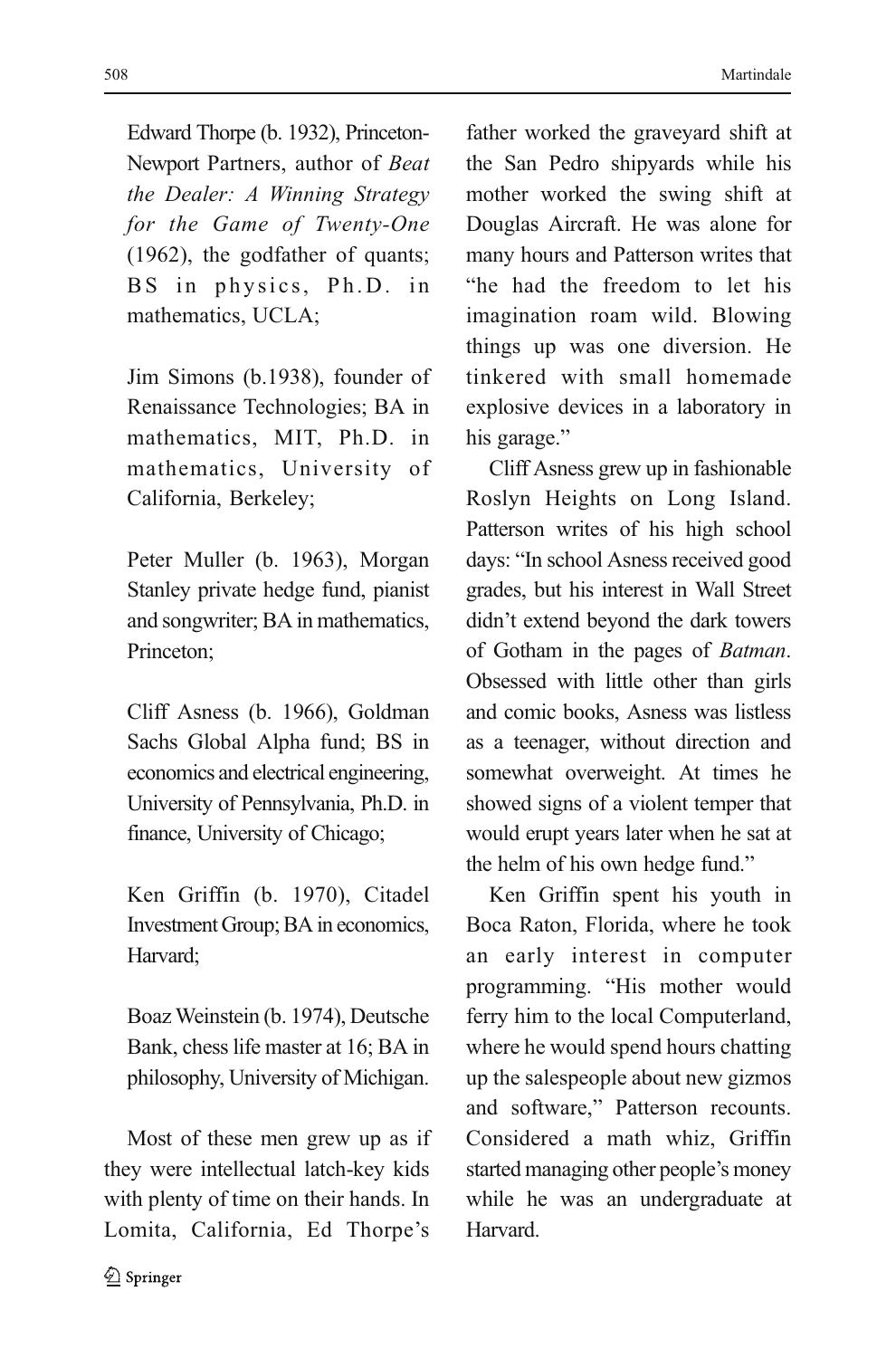Edward Thorpe (b. 1932), Princeton-Newport Partners, author of *Beat the Dealer: A Winning Strategy for the Game of Twenty-One* (1962), the godfather of quants; BS in physics, Ph.D. in mathematics, UCLA;

Jim Simons (b.1938), founder of Renaissance Technologies; BA in mathematics, MIT, Ph.D. in mathematics, University of California, Berkeley;

Peter Muller (b. 1963), Morgan Stanley private hedge fund, pianist and songwriter; BA in mathematics, Princeton;

Cliff Asness (b. 1966), Goldman Sachs Global Alpha fund; BS in economics and electrical engineering, University of Pennsylvania, Ph.D. in finance, University of Chicago;

Ken Griffin (b. 1970), Citadel Investment Group; BA in economics, Harvard;

Boaz Weinstein (b. 1974), Deutsche Bank, chess life master at 16; BA in philosophy, University of Michigan.

Most of these men grew up as if they were intellectual latch-key kids with plenty of time on their hands. In Lomita, California, Ed Thorpe's father worked the graveyard shift at the San Pedro shipyards while his mother worked the swing shift at Douglas Aircraft. He was alone for many hours and Patterson writes that "he had the freedom to let his imagination roam wild. Blowing things up was one diversion. He tinkered with small homemade explosive devices in a laboratory in his garage."

Cliff Asness grew up in fashionable Roslyn Heights on Long Island. Patterson writes of his high school days: "In school Asness received good grades, but his interest in Wall Street didn't extend beyond the dark towers of Gotham in the pages of *Batman*. Obsessed with little other than girls and comic books, Asness was listless as a teenager, without direction and somewhat overweight. At times he showed signs of a violent temper that would erupt years later when he sat at the helm of his own hedge fund."

Ken Griffin spent his youth in Boca Raton, Florida, where he took an early interest in computer programming. "His mother would ferry him to the local Computerland, where he would spend hours chatting up the salespeople about new gizmos and software," Patterson recounts. Considered a math whiz, Griffin started managing other people's money while he was an undergraduate at Harvard.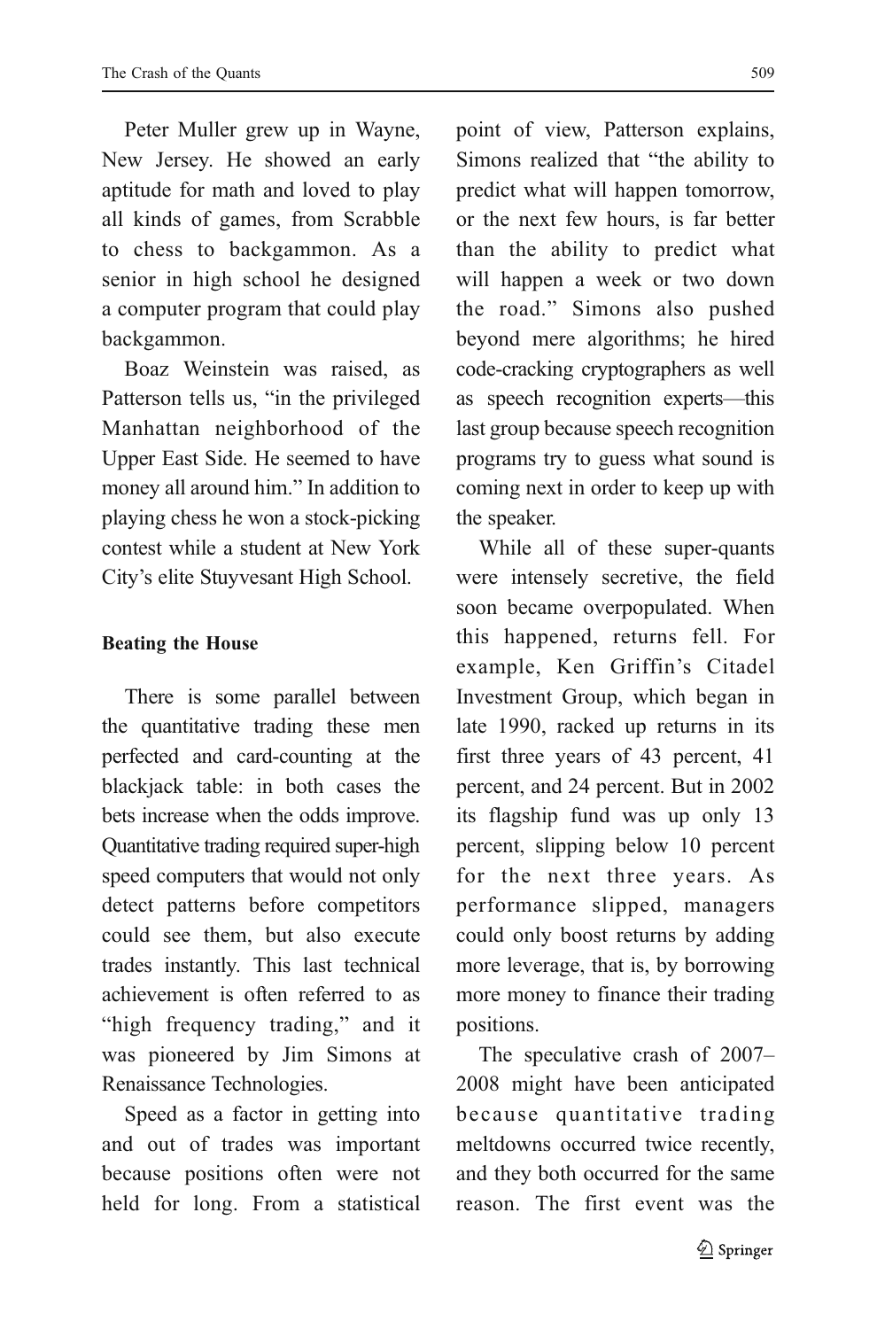Peter Muller grew up in Wayne, New Jersey. He showed an early aptitude for math and loved to play all kinds of games, from Scrabble to chess to backgammon. As a senior in high school he designed a computer program that could play backgammon.

Boaz Weinstein was raised, as Patterson tells us, "in the privileged Manhattan neighborhood of the Upper East Side. He seemed to have money all around him." In addition to playing chess he won a stock-picking contest while a student at New York City's elite Stuyvesant High School.

**Beating the House**

There is some parallel between the quantitative trading these men perfected and card-counting at the blackjack table: in both cases the bets increase when the odds improve. Quantitative trading required super-high speed computers that would not only detect patterns before competitors could see them, but also execute trades instantly. This last technical achievement is often referred to as "high frequency trading," and it was pioneered by Jim Simons at Renaissance Technologies.

Speed as a factor in getting into and out of trades was important because positions often were not held for long. From a statistical point of view, Patterson explains, Simons realized that "the ability to predict what will happen tomorrow, or the next few hours, is far better than the ability to predict what will happen a week or two down the road." Simons also pushed beyond mere algorithms; he hired code-cracking cryptographers as well as speech recognition experts—this last group because speech recognition programs try to guess what sound is coming next in order to keep up with the speaker.

While all of these super-quants were intensely secretive, the field soon became overpopulated. When this happened, returns fell. For example, Ken Griffin's Citadel Investment Group, which began in late 1990, racked up returns in its first three years of 43 percent, 41 percent, and 24 percent. But in 2002 its flagship fund was up only 13 percent, slipping below 10 percent for the next three years. As performance slipped, managers could only boost returns by adding more leverage, that is, by borrowing more money to finance their trading positions.

The speculative crash of 2007–2008 might have been anticipated because quantitative trading meltdowns occurred twice recently, and they both occurred for the same reason. The first event was the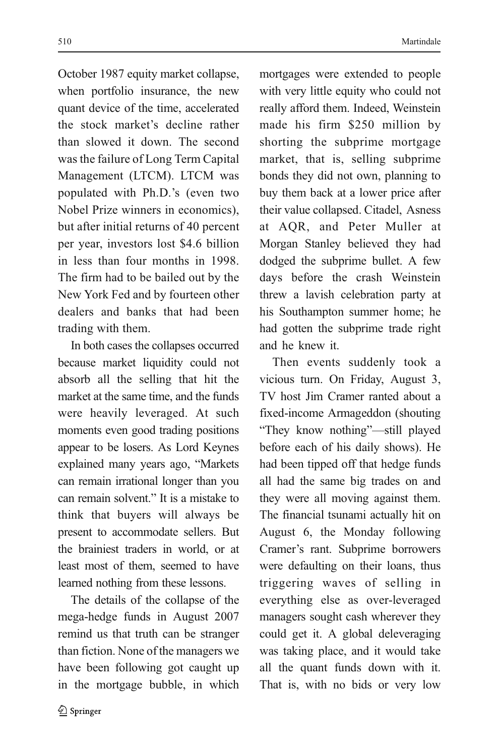October 1987 equity market collapse, when portfolio insurance, the new quant device of the time, accelerated the stock market's decline rather than slowed it down. The second was the failure of Long Term Capital Management (LTCM). LTCM was populated with Ph.D.'s (even two Nobel Prize winners in economics), but after initial returns of 40 percent per year, investors lost $4.6 billion in less than four months in 1998. The firm had to be bailed out by the New York Fed and by fourteen other dealers and banks that had been trading with them.

In both cases the collapses occurred because market liquidity could not absorb all the selling that hit the market at the same time, and the funds were heavily leveraged. At such moments even good trading positions appear to be losers. As Lord Keynes explained many years ago, "Markets can remain irrational longer than you can remain solvent." It is a mistake to think that buyers will always be present to accommodate sellers. But the brainiest traders in world, or at least most of them, seemed to have learned nothing from these lessons.

The details of the collapse of the mega-hedge funds in August 2007 remind us that truth can be stranger than fiction. None of the managers we have been following got caught up in the mortgage bubble, in which mortgages were extended to people with very little equity who could not really afford them. Indeed, Weinstein made his firm $250 million by shorting the subprime mortgage market, that is, selling subprime bonds they did not own, planning to buy them back at a lower price after their value collapsed. Citadel, Asness at AQR, and Peter Muller at Morgan Stanley believed they had dodged the subprime bullet. A few days before the crash Weinstein threw a lavish celebration party at his Southampton summer home; he had gotten the subprime trade right and he knew it.

Then events suddenly took a vicious turn. On Friday, August 3, TV host Jim Cramer ranted about a fixed-income Armageddon (shouting "They know nothing"—still played before each of his daily shows). He had been tipped off that hedge funds all had the same big trades on and they were all moving against them. The financial tsunami actually hit on August 6, the Monday following Cramer's rant. Subprime borrowers were defaulting on their loans, thus triggering waves of selling in everything else as over-leveraged managers sought cash wherever they could get it. A global deleveraging was taking place, and it would take all the quant funds down with it. That is, with no bids or very low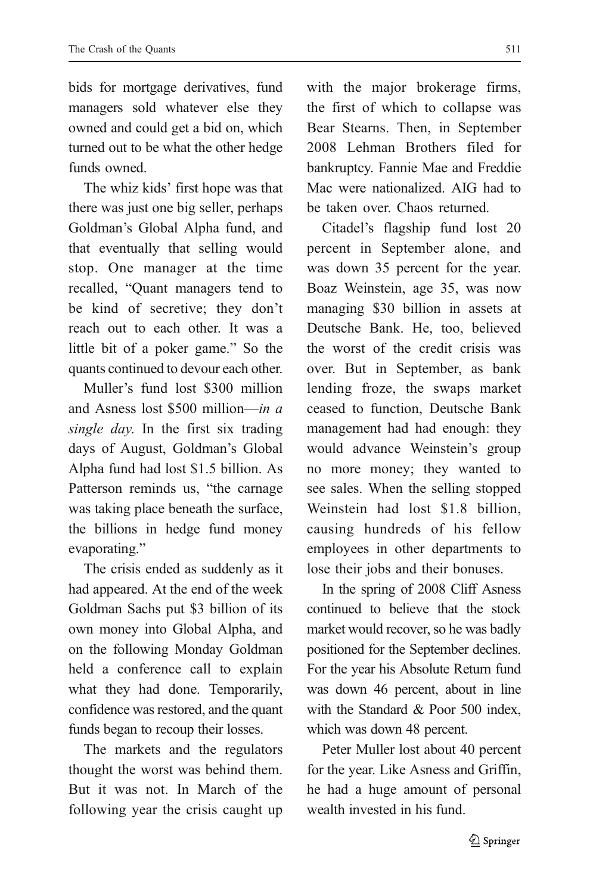bids for mortgage derivatives, fund managers sold whatever else they owned and could get a bid on, which turned out to be what the other hedge funds owned.

The whiz kids' first hope was that there was just one big seller, perhaps Goldman's Global Alpha fund, and that eventually that selling would stop. One manager at the time recalled, "Quant managers tend to be kind of secretive; they don't reach out to each other. It was a little bit of a poker game." So the quants continued to devour each other.

Muller's fund lost $300 million and Asness lost $500 million—*in a single day*. In the first six trading days of August, Goldman's Global Alpha fund had lost $1.5 billion. As Patterson reminds us, "the carnage was taking place beneath the surface, the billions in hedge fund money evaporating."

The crisis ended as suddenly as it had appeared. At the end of the week Goldman Sachs put $3 billion of its own money into Global Alpha, and on the following Monday Goldman held a conference call to explain what they had done. Temporarily, confidence was restored, and the quant funds began to recoup their losses.

The markets and the regulators thought the worst was behind them. But it was not. In March of the following year the crisis caught up with the major brokerage firms, the first of which to collapse was Bear Stearns. Then, in September 2008 Lehman Brothers filed for bankruptcy. Fannie Mae and Freddie Mac were nationalized. AIG had to be taken over. Chaos returned.

Citadel's flagship fund lost 20 percent in September alone, and was down 35 percent for the year. Boaz Weinstein, age 35, was now managing $30 billion in assets at Deutsche Bank. He, too, believed the worst of the credit crisis was over. But in September, as bank lending froze, the swaps market ceased to function, Deutsche Bank management had had enough: they would advance Weinstein's group no more money; they wanted to see sales. When the selling stopped Weinstein had lost $1.8 billion, causing hundreds of his fellow employees in other departments to lose their jobs and their bonuses.

In the spring of 2008 Cliff Asness continued to believe that the stock market would recover, so he was badly positioned for the September declines. For the year his Absolute Return fund was down 46 percent, about in line with the Standard & Poor 500 index, which was down 48 percent.

Peter Muller lost about 40 percent for the year. Like Asness and Griffin, he had a huge amount of personal wealth invested in his fund.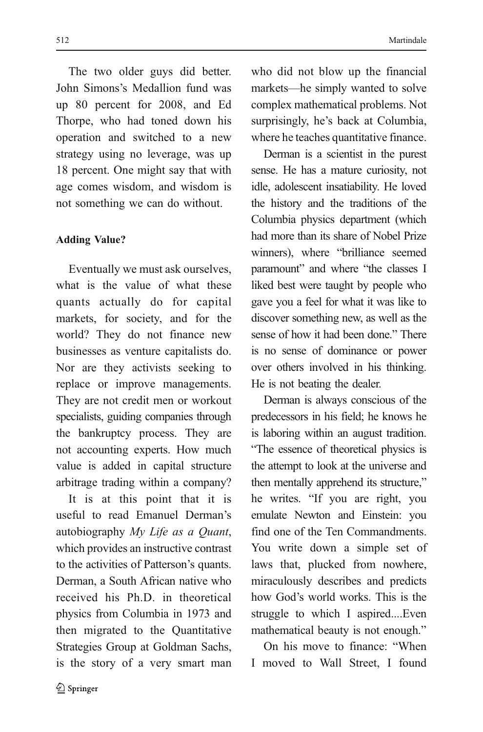The two older guys did better. John Simons's Medallion fund was up 80 percent for 2008, and Ed Thorpe, who had toned down his operation and switched to a new strategy using no leverage, was up 18 percent. One might say that with age comes wisdom, and wisdom is not something we can do without.

**Adding Value?**

Eventually we must ask ourselves, what is the value of what these quants actually do for capital markets, for society, and for the world? They do not finance new businesses as venture capitalists do. Nor are they activists seeking to replace or improve managements. They are not credit men or workout specialists, guiding companies through the bankruptcy process. They are not accounting experts. How much value is added in capital structure arbitrage trading within a company?

It is at this point that it is useful to read Emanuel Derman's autobiography *My Life as a Quant*, which provides an instructive contrast to the activities of Patterson's quants. Derman, a South African native who received his Ph.D. in theoretical physics from Columbia in 1973 and then migrated to the Quantitative Strategies Group at Goldman Sachs, is the story of a very smart man who did not blow up the financial markets—he simply wanted to solve complex mathematical problems. Not surprisingly, he's back at Columbia, where he teaches quantitative finance.

Derman is a scientist in the purest sense. He has a mature curiosity, not idle, adolescent insatiability. He loved the history and the traditions of the Columbia physics department (which had more than its share of Nobel Prize winners), where "brilliance seemed paramount" and where "the classes I liked best were taught by people who gave you a feel for what it was like to discover something new, as well as the sense of how it had been done." There is no sense of dominance or power over others involved in his thinking. He is not beating the dealer.

Derman is always conscious of the predecessors in his field; he knows he is laboring within an august tradition. "The essence of theoretical physics is the attempt to look at the universe and then mentally apprehend its structure," he writes. "If you are right, you emulate Newton and Einstein: you find one of the Ten Commandments. You write down a simple set of laws that, plucked from nowhere, miraculously describes and predicts how God's world works. This is the struggle to which I aspired....Even mathematical beauty is not enough."

On his move to finance: "When I moved to Wall Street, I found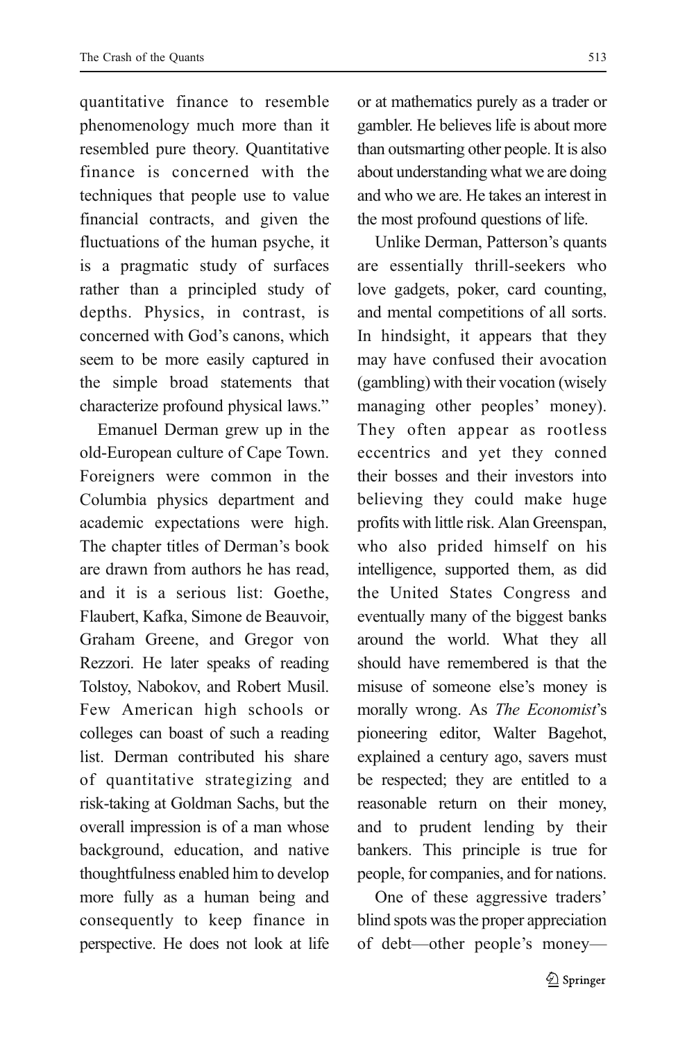quantitative finance to resemble phenomenology much more than it resembled pure theory. Quantitative finance is concerned with the techniques that people use to value financial contracts, and given the fluctuations of the human psyche, it is a pragmatic study of surfaces rather than a principled study of depths. Physics, in contrast, is concerned with God's canons, which seem to be more easily captured in the simple broad statements that characterize profound physical laws."

Emanuel Derman grew up in the old-European culture of Cape Town. Foreigners were common in the Columbia physics department and academic expectations were high. The chapter titles of Derman's book are drawn from authors he has read, and it is a serious list: Goethe, Flaubert, Kafka, Simone de Beauvoir, Graham Greene, and Gregor von Rezzori. He later speaks of reading Tolstoy, Nabokov, and Robert Musil. Few American high schools or colleges can boast of such a reading list. Derman contributed his share of quantitative strategizing and risk-taking at Goldman Sachs, but the overall impression is of a man whose background, education, and native thoughtfulness enabled him to develop more fully as a human being and consequently to keep finance in perspective. He does not look at life or at mathematics purely as a trader or gambler. He believes life is about more than outsmarting other people. It is also about understanding what we are doing and who we are. He takes an interest in the most profound questions of life.

Unlike Derman, Patterson's quants are essentially thrill-seekers who love gadgets, poker, card counting, and mental competitions of all sorts. In hindsight, it appears that they may have confused their avocation (gambling) with their vocation (wisely managing other peoples' money). They often appear as rootless eccentrics and yet they conned their bosses and their investors into believing they could make huge profits with little risk. Alan Greenspan, who also prided himself on his intelligence, supported them, as did the United States Congress and eventually many of the biggest banks around the world. What they all should have remembered is that the misuse of someone else's money is morally wrong. As *The Economist*'s pioneering editor, Walter Bagehot, explained a century ago, savers must be respected; they are entitled to a reasonable return on their money, and to prudent lending by their bankers. This principle is true for people, for companies, and for nations.

One of these aggressive traders' blind spots was the proper appreciation of debt—other people's money—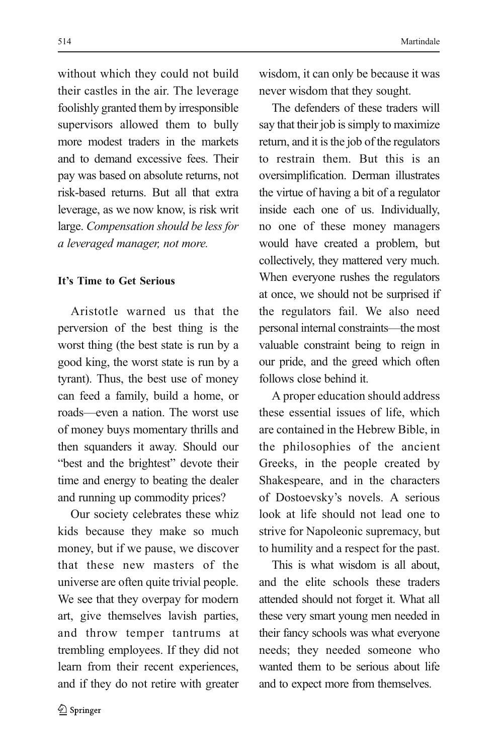without which they could not build their castles in the air. The leverage foolishly granted them by irresponsible supervisors allowed them to bully more modest traders in the markets and to demand excessive fees. Their pay was based on absolute returns, not risk-based returns. But all that extra leverage, as we now know, is risk writ large. *Compensation should be less for a leveraged manager, not more.*

#### It's Time to Get Serious

Aristotle warned us that the perversion of the best thing is the worst thing (the best state is run by a good king, the worst state is run by a tyrant). Thus, the best use of money can feed a family, build a home, or roads—even a nation. The worst use of money buys momentary thrills and then squanders it away. Should our "best and the brightest" devote their time and energy to beating the dealer and running up commodity prices?

Our society celebrates these whiz kids because they make so much money, but if we pause, we discover that these new masters of the universe are often quite trivial people. We see that they overpay for modern art, give themselves lavish parties, and throw temper tantrums at trembling employees. If they did not learn from their recent experiences, and if they do not retire with greater wisdom, it can only be because it was never wisdom that they sought.

The defenders of these traders will say that their job is simply to maximize return, and it is the job of the regulators to restrain them. But this is an oversimplification. Derman illustrates the virtue of having a bit of a regulator inside each one of us. Individually, no one of these money managers would have created a problem, but collectively, they mattered very much. When everyone rushes the regulators at once, we should not be surprised if the regulators fail. We also need personal internal constraints—the most valuable constraint being to reign in our pride, and the greed which often follows close behind it.

A proper education should address these essential issues of life, which are contained in the Hebrew Bible, in the philosophies of the ancient Greeks, in the people created by Shakespeare, and in the characters of Dostoevsky's novels. A serious look at life should not lead one to strive for Napoleonic supremacy, but to humility and a respect for the past.

This is what wisdom is all about, and the elite schools these traders attended should not forget it. What all these very smart young men needed in their fancy schools was what everyone needs; they needed someone who wanted them to be serious about life and to expect more from themselves.